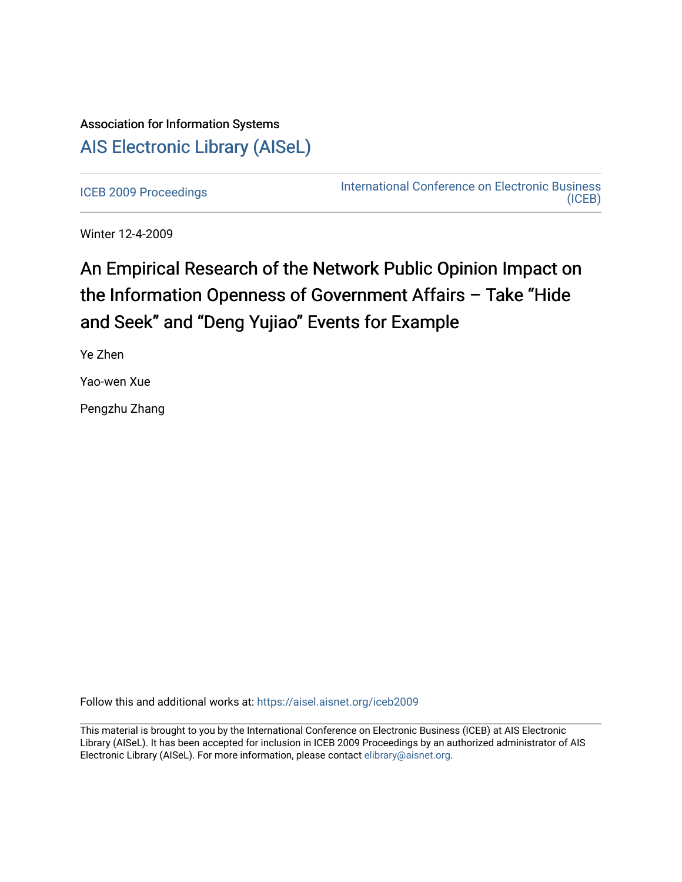Association for Information Systems

# AIS Electronic Library (AISeL)

ICEB 2009 Proceedings

International Conference on Electronic Business (ICEB)

Winter 12-4-2009

# An Empirical Research of the Network Public Opinion Impact on the Information Openness of Government Affairs – Take "Hide and Seek" and "Deng Yujiao" Events for Example

Ye Zhen

Yao-wen Xue

Pengzhu Zhang

Follow this and additional works at: https://aisel.aisnet.org/iceb2009

This material is brought to you by the International Conference on Electronic Business (ICEB) at AIS Electronic Library (AISeL). It has been accepted for inclusion in ICEB 2009 Proceedings by an authorized administrator of AIS Electronic Library (AISeL). For more information, please contact elibrary@aisnet.org.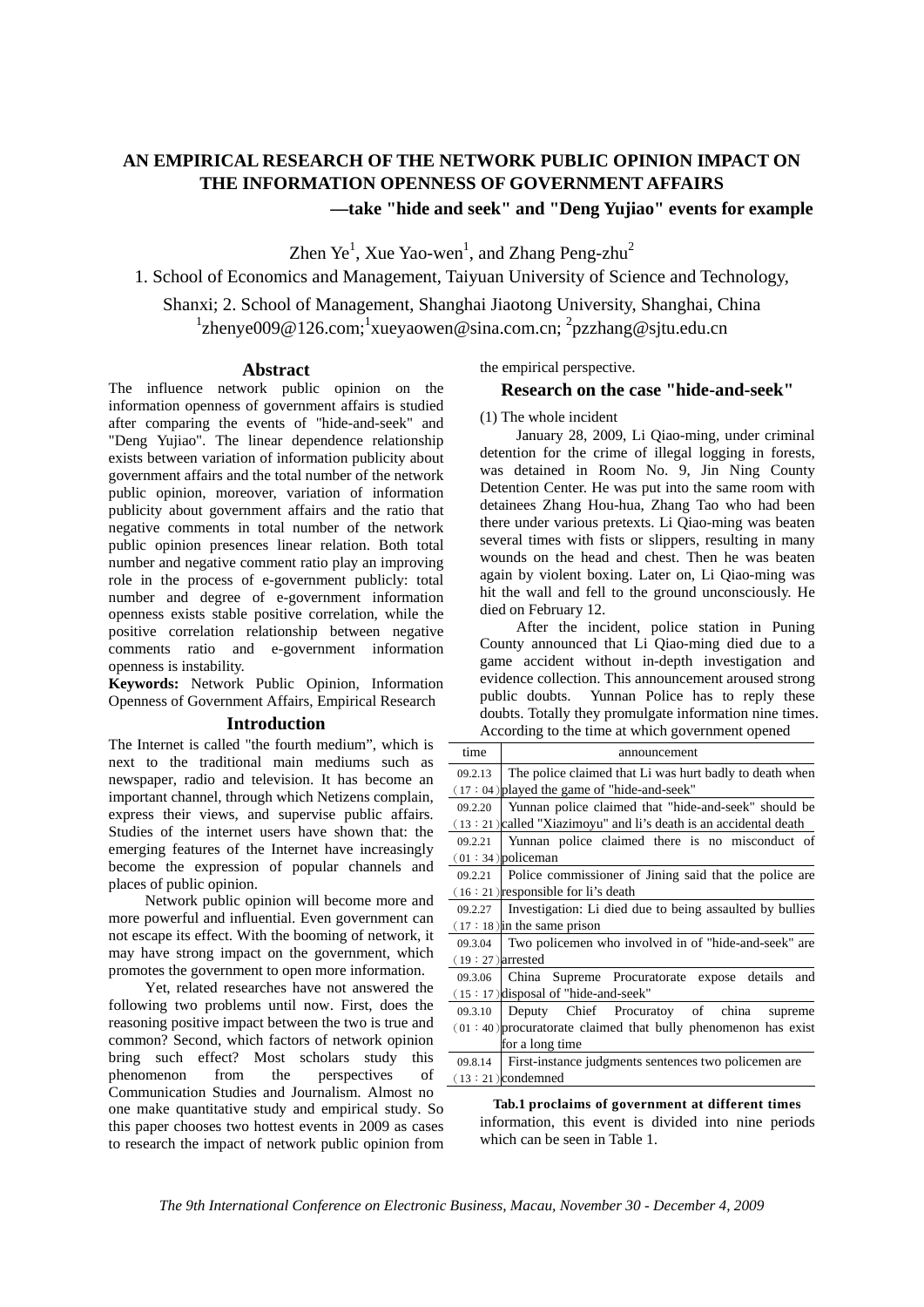# AN EMPIRICAL RESEARCH OF THE NETWORK PUBLIC OPINION IMPACT ON THE INFORMATION OPENNESS OF GOVERNMENT AFFAIRS

**—take "hide and seek" and "Deng Yujiao" events for example**

Zhen Ye[1], Xue Yao-wen[1], and Zhang Peng-zhu[2]

1. School of Economics and Management, Taiyuan University of Science and Technology, Shanxi; 2. School of Management, Shanghai Jiaotong University, Shanghai, China

[1]zhenye009@126.com;[1]xueyaowen@sina.com.cn; [2]pzzhang@sjtu.edu.cn

## Abstract

The influence network public opinion on the information openness of government affairs is studied after comparing the events of "hide-and-seek" and "Deng Yujiao". The linear dependence relationship exists between variation of information publicity about government affairs and the total number of the network public opinion, moreover, variation of information publicity about government affairs and the ratio that negative comments in total number of the network public opinion presences linear relation. Both total number and negative comment ratio play an improving role in the process of e-government publicly: total number and degree of e-government information openness exists stable positive correlation, while the positive correlation relationship between negative comments ratio and e-government information openness is instability.

**Keywords:** Network Public Opinion, Information Openness of Government Affairs, Empirical Research

## Introduction

The Internet is called "the fourth medium", which is next to the traditional main mediums such as newspaper, radio and television. It has become an important channel, through which Netizens complain, express their views, and supervise public affairs. Studies of the internet users have shown that: the emerging features of the Internet have increasingly become the expression of popular channels and places of public opinion.

Network public opinion will become more and more powerful and influential. Even government can not escape its effect. With the booming of network, it may have strong impact on the government, which promotes the government to open more information.

Yet, related researches have not answered the following two problems until now. First, does the reasoning positive impact between the two is true and common? Second, which factors of network opinion bring such effect? Most scholars study this phenomenon from the perspectives of Communication Studies and Journalism. Almost no one make quantitative study and empirical study. So this paper chooses two hottest events in 2009 as cases to research the impact of network public opinion from the empirical perspective.

## Research on the case "hide-and-seek"

(1) The whole incident

January 28, 2009, Li Qiao-ming, under criminal detention for the crime of illegal logging in forests, was detained in Room No. 9, Jin Ning County Detention Center. He was put into the same room with detainees Zhang Hou-hua, Zhang Tao who had been there under various pretexts. Li Qiao-ming was beaten several times with fists or slippers, resulting in many wounds on the head and chest. Then he was beaten again by violent boxing. Later on, Li Qiao-ming was hit the wall and fell to the ground unconsciously. He died on February 12.

After the incident, police station in Puning County announced that Li Qiao-ming died due to a game accident without in-depth investigation and evidence collection. This announcement aroused strong public doubts. Yunnan Police has to reply these doubts. Totally they promulgate information nine times. According to the time at which government opened information, this event is divided into nine periods which can be seen in Table 1.

| time | announcement |
|---|---|
| 09.2.13 (17：04) | The police claimed that Li was hurt badly to death when played the game of "hide-and-seek" |
| 09.2.20 (13：21) | Yunnan police claimed that "hide-and-seek" should be called "Xiazimoyu" and li's death is an accidental death |
| 09.2.21 (01：34) | Yunnan police claimed there is no misconduct of policeman |
| 09.2.21 (16：21) | Police commissioner of Jining said that the police are responsible for li's death |
| 09.2.27 (17：18) | Investigation: Li died due to being assaulted by bullies in the same prison |
| 09.3.04 (19：27) | Two policemen who involved in of "hide-and-seek" are arrested |
| 09.3.06 (15：17) | China Supreme Procuratorate expose details and disposal of "hide-and-seek" |
| 09.3.10 (01：40) | Deputy Chief Procuratoy of china supreme procuratorate claimed that bully phenomenon has exist for a long time |
| 09.8.14 (13：21) | First-instance judgments sentences two policemen are condemned |

**Tab.1 proclaims of government at different times**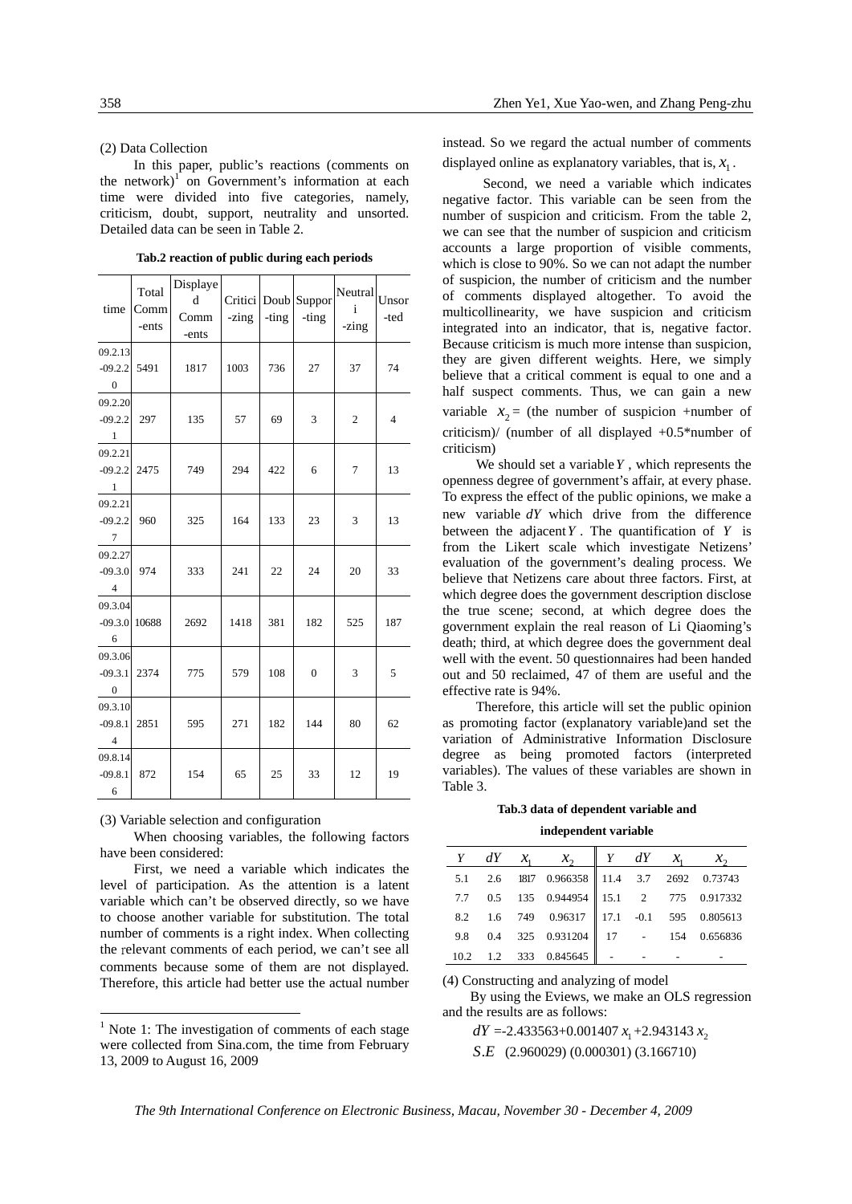(2) Data Collection

In this paper, public's reactions (comments on the network)[1] on Government's information at each time were divided into five categories, namely, criticism, doubt, support, neutrality and unsorted. Detailed data can be seen in Table 2.

**Tab.2 reaction of public during each periods**

| time | Total Comm-ents | Displayed Comm-ents | Critici-zing | Doub-ting | Suppor-ting | Neutrali-zing | Unsor-ted |
|---|---|---|---|---|---|---|---|
| 09.2.13-09.2.20 | 5491 | 1817 | 1003 | 736 | 27 | 37 | 74 |
| 09.2.20-09.2.21 | 297 | 135 | 57 | 69 | 3 | 2 | 4 |
| 09.2.21-09.2.21 | 2475 | 749 | 294 | 422 | 6 | 7 | 13 |
| 09.2.21-09.2.27 | 960 | 325 | 164 | 133 | 23 | 3 | 13 |
| 09.2.27-09.3.04 | 974 | 333 | 241 | 22 | 24 | 20 | 33 |
| 09.3.04-09.3.06 | 10688 | 2692 | 1418 | 381 | 182 | 525 | 187 |
| 09.3.06-09.3.10 | 2374 | 775 | 579 | 108 | 0 | 3 | 5 |
| 09.3.10-09.8.14 | 2851 | 595 | 271 | 182 | 144 | 80 | 62 |
| 09.8.14-09.8.16 | 872 | 154 | 65 | 25 | 33 | 12 | 19 |

(3) Variable selection and configuration

When choosing variables, the following factors have been considered:

First, we need a variable which indicates the level of participation. As the attention is a latent variable which can't be observed directly, so we have to choose another variable for substitution. The total number of comments is a right index. When collecting the relevant comments of each period, we can't see all comments because some of them are not displayed. Therefore, this article had better use the actual number instead. So we regard the actual number of comments displayed online as explanatory variables, that is, $x_1$.

Second, we need a variable which indicates negative factor. This variable can be seen from the number of suspicion and criticism. From the table 2, we can see that the number of suspicion and criticism accounts a large proportion of visible comments, which is close to 90%. So we can not adapt the number of suspicion, the number of criticism and the number of comments displayed altogether. To avoid the multicollinearity, we have suspicion and criticism integrated into an indicator, that is, negative factor. Because criticism is much more intense than suspicion, they are given different weights. Here, we simply believe that a critical comment is equal to one and a half suspect comments. Thus, we can gain a new variable $x_2$ = (the number of suspicion +number of criticism)/ (number of all displayed +0.5*number of criticism)

We should set a variable $Y$, which represents the openness degree of government's affair, at every phase. To express the effect of the public opinions, we make a new variable $dY$ which drive from the difference between the adjacent $Y$. The quantification of $Y$ is from the Likert scale which investigate Netizens' evaluation of the government's dealing process. We believe that Netizens care about three factors. First, at which degree does the government description disclose the true scene; second, at which degree does the government explain the real reason of Li Qiaoming's death; third, at which degree does the government deal well with the event. 50 questionnaires had been handed out and 50 reclaimed, 47 of them are useful and the effective rate is 94%.

Therefore, this article will set the public opinion as promoting factor (explanatory variable)and set the variation of Administrative Information Disclosure degree as being promoted factors (interpreted variables). The values of these variables are shown in Table 3.

**Tab.3 data of dependent variable and independent variable**

| $Y$ | $dY$ | $x_1$ | $x_2$ | $Y$ | $dY$ | $x_1$ | $x_2$ |
|---|---|---|---|---|---|---|---|
| 5.1 | 2.6 | 1817 | 0.966358 | 11.4 | 3.7 | 2692 | 0.73743 |
| 7.7 | 0.5 | 135 | 0.944954 | 15.1 | 2 | 775 | 0.917332 |
| 8.2 | 1.6 | 749 | 0.96317 | 17.1 | -0.1 | 595 | 0.805613 |
| 9.8 | 0.4 | 325 | 0.931204 | 17 | - | 154 | 0.656836 |
| 10.2 | 1.2 | 333 | 0.845645 | - | - | - | - |

(4) Constructing and analyzing of model

By using the Eviews, we make an OLS regression and the results are as follows:

$$dY = -2.433563 + 0.001407\, x_1 + 2.943143\, x_2$$

$$S.E \quad (2.960029)\ (0.000301)\ (3.166710)$$

[1] Note 1: The investigation of comments of each stage were collected from Sina.com, the time from February 13, 2009 to August 16, 2009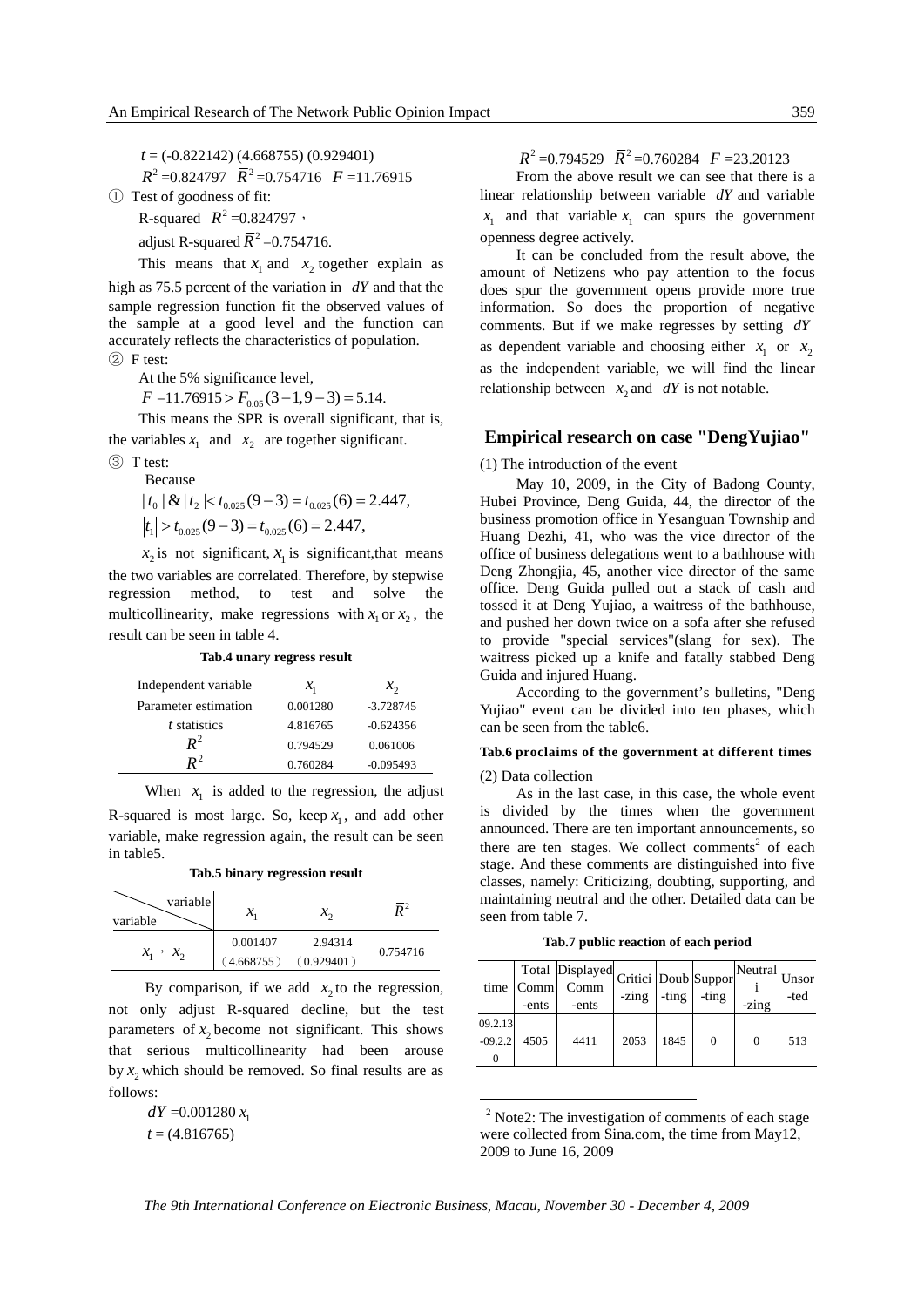$t$ = (-0.822142) (4.668755) (0.929401)

$R^2$ =0.824797 $\overline{R}^2$ =0.754716 $F$ =11.76915

① Test of goodness of fit:

R-squared $R^2$ =0.824797，

adjust R-squared $\overline{R}^2$ =0.754716.

This means that $x_1$ and $x_2$ together explain as high as 75.5 percent of the variation in $dY$ and that the sample regression function fit the observed values of the sample at a good level and the function can accurately reflects the characteristics of population.

② F test:

At the 5% significance level,

$F$ =11.76915 $> F_{0.05}(3-1, 9-3) = 5.14.$

This means the SPR is overall significant, that is, the variables $x_1$ and $x_2$ are together significant.

③ T test:

Because

$$|t_0| \,\&\, |t_2| < t_{0.025}(9-3) = t_{0.025}(6) = 2.447,$$

$$|t_1| > t_{0.025}(9-3) = t_{0.025}(6) = 2.447,$$

$x_2$ is not significant, $x_1$ is significant,that means the two variables are correlated. Therefore, by stepwise regression method, to test and solve the multicollinearity, make regressions with $x_1$ or $x_2$, the result can be seen in table 4.

**Tab.4 unary regress result**

| Independent variable | $x_1$ | $x_2$ |
|---|---|---|
| Parameter estimation | 0.001280 | -3.728745 |
| $t$ statistics | 4.816765 | -0.624356 |
| $R^2$ | 0.794529 | 0.061006 |
| $\overline{R}^2$ | 0.760284 | -0.095493 |

When $x_1$ is added to the regression, the adjust R-squared is most large. So, keep $x_1$, and add other variable, make regression again, the result can be seen in table5.

**Tab.5 binary regression result**

| variable \ variable | $x_1$ | $x_2$ | $\overline{R}^2$ |
|---|---|---|---|
| $x_1$ , $x_2$ | 0.001407<br>(4.668755) | 2.94314<br>(0.929401) | 0.754716 |

By comparison, if we add $x_2$ to the regression, not only adjust R-squared decline, but the test parameters of $x_2$ become not significant. This shows that serious multicollinearity had been arouse by $x_2$ which should be removed. So final results are as follows:

$dY$ =0.001280 $x_1$

$t$ = (4.816765)

$R^2$ =0.794529 $\overline{R}^2$ =0.760284 $F$ =23.20123

From the above result we can see that there is a linear relationship between variable $dY$ and variable $x_1$ and that variable $x_1$ can spurs the government openness degree actively.

It can be concluded from the result above, the amount of Netizens who pay attention to the focus does spur the government opens provide more true information. So does the proportion of negative comments. But if we make regresses by setting $dY$ as dependent variable and choosing either $x_1$ or $x_2$ as the independent variable, we will find the linear relationship between $x_2$ and $dY$ is not notable.

## Empirical research on case "DengYujiao"

(1) The introduction of the event

May 10, 2009, in the City of Badong County, Hubei Province, Deng Guida, 44, the director of the business promotion office in Yesanguan Township and Huang Dezhi, 41, who was the vice director of the office of business delegations went to a bathhouse with Deng Zhongjia, 45, another vice director of the same office. Deng Guida pulled out a stack of cash and tossed it at Deng Yujiao, a waitress of the bathhouse, and pushed her down twice on a sofa after she refused to provide "special services"(slang for sex). The waitress picked up a knife and fatally stabbed Deng Guida and injured Huang.

According to the government's bulletins, "Deng Yujiao" event can be divided into ten phases, which can be seen from the table6.

**Tab.6 proclaims of the government at different times**

(2) Data collection

As in the last case, in this case, the whole event is divided by the times when the government announced. There are ten important announcements, so there are ten stages. We collect comments[2] of each stage. And these comments are distinguished into five classes, namely: Criticizing, doubting, supporting, and maintaining neutral and the other. Detailed data can be seen from table 7.

**Tab.7 public reaction of each period**

| time | Total Comm-ents | Displayed Comm-ents | Critici-zing | Doub-ting | Suppor-ting | Neutrali-zing | Unsor-ted |
|---|---|---|---|---|---|---|---|
| 09.2.13-09.2.20 | 4505 | 4411 | 2053 | 1845 | 0 | 0 | 513 |

[2] Note2: The investigation of comments of each stage were collected from Sina.com, the time from May12, 2009 to June 16, 2009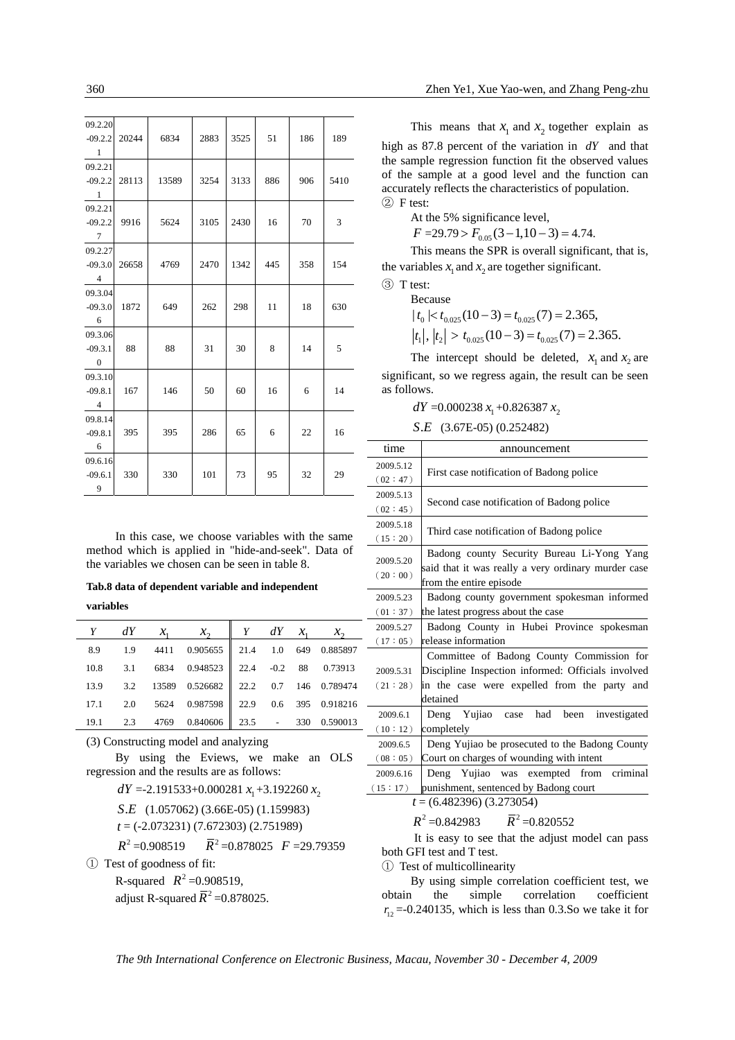| 09.2.20-09.2.21 | 20244 | 6834 | 2883 | 3525 | 51 | 186 | 189 |
|---|---|---|---|---|---|---|---|
| 09.2.21-09.2.21 | 28113 | 13589 | 3254 | 3133 | 886 | 906 | 5410 |
| 09.2.21-09.2.27 | 9916 | 5624 | 3105 | 2430 | 16 | 70 | 3 |
| 09.2.27-09.3.04 | 26658 | 4769 | 2470 | 1342 | 445 | 358 | 154 |
| 09.3.04-09.3.06 | 1872 | 649 | 262 | 298 | 11 | 18 | 630 |
| 09.3.06-09.3.10 | 88 | 88 | 31 | 30 | 8 | 14 | 5 |
| 09.3.10-09.8.14 | 167 | 146 | 50 | 60 | 16 | 6 | 14 |
| 09.8.14-09.8.16 | 395 | 395 | 286 | 65 | 6 | 22 | 16 |
| 09.6.16-09.6.19 | 330 | 330 | 101 | 73 | 95 | 32 | 29 |

In this case, we choose variables with the same method which is applied in "hide-and-seek". Data of the variables we chosen can be seen in table 8.

**Tab.8 data of dependent variable and independent variables**

| $Y$ | $dY$ | $x_1$ | $x_2$ | $Y$ | $dY$ | $x_1$ | $x_2$ |
|---|---|---|---|---|---|---|---|
| 8.9 | 1.9 | 4411 | 0.905655 | 21.4 | 1.0 | 649 | 0.885897 |
| 10.8 | 3.1 | 6834 | 0.948523 | 22.4 | -0.2 | 88 | 0.73913 |
| 13.9 | 3.2 | 13589 | 0.526682 | 22.2 | 0.7 | 146 | 0.789474 |
| 17.1 | 2.0 | 5624 | 0.987598 | 22.9 | 0.6 | 395 | 0.918216 |
| 19.1 | 2.3 | 4769 | 0.840606 | 23.5 | - | 330 | 0.590013 |

(3) Constructing model and analyzing

By using the Eviews, we make an OLS regression and the results are as follows:

$$dY = -2.191533 + 0.000281\, x_1 + 3.192260\, x_2$$

$$S.E \quad (1.057062)\ (3.66\text{E-}05)\ (1.159983)$$

$$t = (-2.073231)\ (7.672303)\ (2.751989)$$

$$R^2 = 0.908519 \qquad \bar{R}^2 = 0.878025 \quad F = 29.79359$$

① Test of goodness of fit:

R-squared $R^2$ =0.908519,

adjust R-squared $\bar{R}^2$ =0.878025.

This means that $x_1$ and $x_2$ together explain as high as 87.8 percent of the variation in $dY$ and that the sample regression function fit the observed values of the sample at a good level and the function can accurately reflects the characteristics of population.

② F test:

At the 5% significance level,

$F = 29.79 > F_{0.05}(3-1, 10-3) = 4.74.$

This means the SPR is overall significant, that is, the variables $x_1$ and $x_2$ are together significant.

③ T test:

Because

$|t_0| < t_{0.025}(10-3) = t_{0.025}(7) = 2.365,$

$|t_1|,\ |t_2| > t_{0.025}(10-3) = t_{0.025}(7) = 2.365.$

The intercept should be deleted, $x_1$ and $x_2$ are significant, so we regress again, the result can be seen as follows.

$$dY = 0.000238\, x_1 + 0.826387\, x_2$$

$$S.E \quad (3.67\text{E-}05)\ (0.252482)$$

| time | announcement |
|---|---|
| 2009.5.12 (02:47) | First case notification of Badong police |
| 2009.5.13 (02:45) | Second case notification of Badong police |
| 2009.5.18 (15:20) | Third case notification of Badong police |
| 2009.5.20 (20:00) | Badong county Security Bureau Li-Yong Yang said that it was really a very ordinary murder case from the entire episode |
| 2009.5.23 (01:37) | Badong county government spokesman informed the latest progress about the case |
| 2009.5.27 (17:05) | Badong County in Hubei Province spokesman release information |
| 2009.5.31 (21:28) | Committee of Badong County Commission for Discipline Inspection informed: Officials involved in the case were expelled from the party and detained |
| 2009.6.1 (10:12) | Deng Yujiao case had been investigated completely |
| 2009.6.5 (08:05) | Deng Yujiao be prosecuted to the Badong County Court on charges of wounding with intent |
| 2009.6.16 (15:17) | Deng Yujiao was exempted from criminal punishment, sentenced by Badong court |

$$t = (6.482396)\ (3.273054)$$

$$R^2 = 0.842983 \qquad \bar{R}^2 = 0.820552$$

It is easy to see that the adjust model can pass both GFI test and T test.

① Test of multicollinearity

By using simple correlation coefficient test, we obtain the simple correlation coefficient $r_{12}$ =-0.240135, which is less than 0.3.So we take it for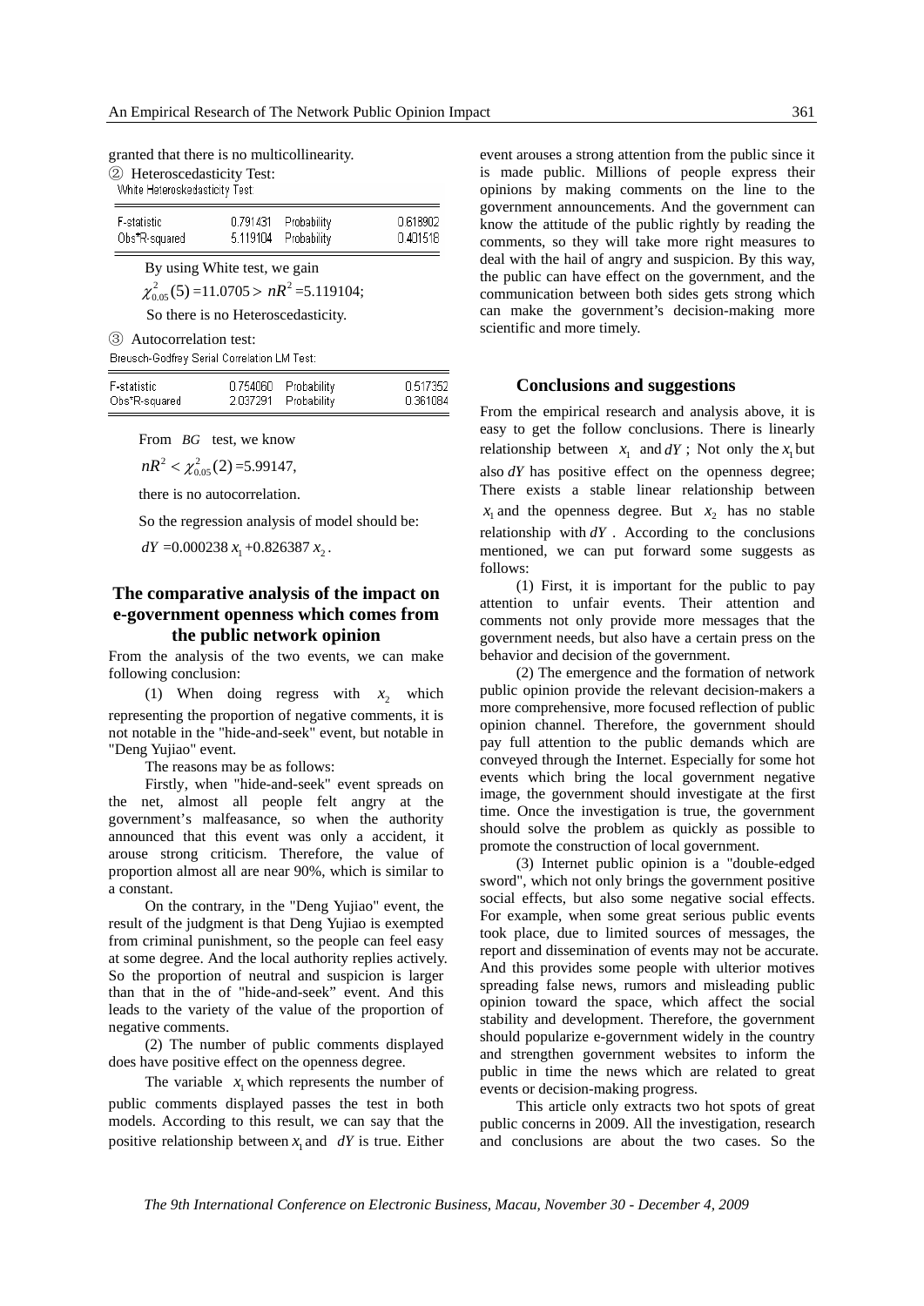granted that there is no multicollinearity.

② Heteroscedasticity Test:

White Heteroskedasticity Test:

| | | | |
|---|---|---|---|
| F-statistic | 0.791431 | Probability | 0.618902 |
| Obs*R-squared | 5.119104 | Probability | 0.401518 |

By using White test, we gain

$\chi^2_{0.05}(5)$ =11.0705 > $nR^2$ =5.119104;

So there is no Heteroscedasticity.

③ Autocorrelation test:

Breusch-Godfrey Serial Correlation LM Test:

| | | | |
|---|---|---|---|
| F-statistic | 0.754060 | Probability | 0.517352 |
| Obs*R-squared | 2.037291 | Probability | 0.361084 |

From $BG$ test, we know

$nR^2 < \chi^2_{0.05}(2)$ =5.99147,

there is no autocorrelation.

So the regression analysis of model should be:

$dY$ =0.000238 $x_1$ +0.826387 $x_2$.

## The comparative analysis of the impact on e-government openness which comes from the public network opinion

From the analysis of the two events, we can make following conclusion:

(1) When doing regress with $x_2$ which representing the proportion of negative comments, it is not notable in the "hide-and-seek" event, but notable in "Deng Yujiao" event.

The reasons may be as follows:

Firstly, when "hide-and-seek" event spreads on the net, almost all people felt angry at the government's malfeasance, so when the authority announced that this event was only a accident, it arouse strong criticism. Therefore, the value of proportion almost all are near 90%, which is similar to a constant.

On the contrary, in the "Deng Yujiao" event, the result of the judgment is that Deng Yujiao is exempted from criminal punishment, so the people can feel easy at some degree. And the local authority replies actively. So the proportion of neutral and suspicion is larger than that in the of "hide-and-seek" event. And this leads to the variety of the value of the proportion of negative comments.

(2) The number of public comments displayed does have positive effect on the openness degree.

The variable $x_1$ which represents the number of public comments displayed passes the test in both models. According to this result, we can say that the positive relationship between $x_1$ and $dY$ is true. Either event arouses a strong attention from the public since it is made public. Millions of people express their opinions by making comments on the line to the government announcements. And the government can know the attitude of the public rightly by reading the comments, so they will take more right measures to deal with the hail of angry and suspicion. By this way, the public can have effect on the government, and the communication between both sides gets strong which can make the government's decision-making more scientific and more timely.

## Conclusions and suggestions

From the empirical research and analysis above, it is easy to get the follow conclusions. There is linearly relationship between $x_1$ and $dY$; Not only the $x_1$ but also $dY$ has positive effect on the openness degree; There exists a stable linear relationship between $x_1$ and the openness degree. But $x_2$ has no stable relationship with $dY$. According to the conclusions mentioned, we can put forward some suggests as follows:

(1) First, it is important for the public to pay attention to unfair events. Their attention and comments not only provide more messages that the government needs, but also have a certain press on the behavior and decision of the government.

(2) The emergence and the formation of network public opinion provide the relevant decision-makers a more comprehensive, more focused reflection of public opinion channel. Therefore, the government should pay full attention to the public demands which are conveyed through the Internet. Especially for some hot events which bring the local government negative image, the government should investigate at the first time. Once the investigation is true, the government should solve the problem as quickly as possible to promote the construction of local government.

(3) Internet public opinion is a "double-edged sword", which not only brings the government positive social effects, but also some negative social effects. For example, when some great serious public events took place, due to limited sources of messages, the report and dissemination of events may not be accurate. And this provides some people with ulterior motives spreading false news, rumors and misleading public opinion toward the space, which affect the social stability and development. Therefore, the government should popularize e-government widely in the country and strengthen government websites to inform the public in time the news which are related to great events or decision-making progress.

This article only extracts two hot spots of great public concerns in 2009. All the investigation, research and conclusions are about the two cases. So the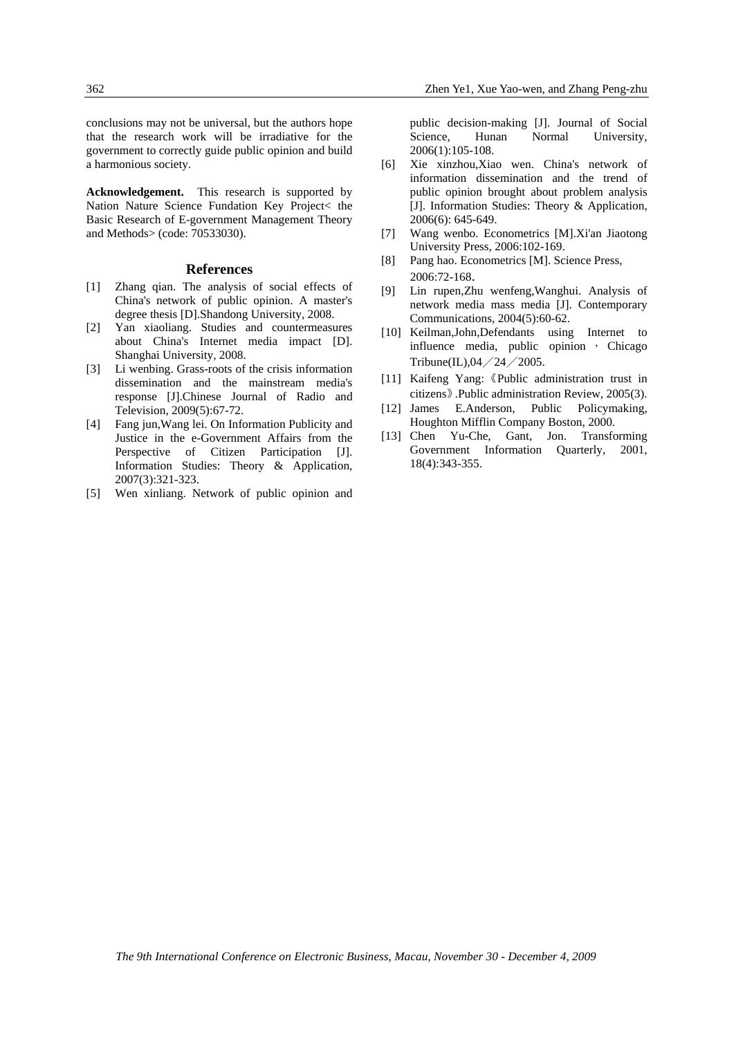conclusions may not be universal, but the authors hope that the research work will be irradiative for the government to correctly guide public opinion and build a harmonious society.

**Acknowledgement.** This research is supported by Nation Nature Science Fundation Key Project< the Basic Research of E-government Management Theory and Methods> (code: 70533030).

## References

[1] Zhang qian. The analysis of social effects of China's network of public opinion. A master's degree thesis [D].Shandong University, 2008.

[2] Yan xiaoliang. Studies and countermeasures about China's Internet media impact [D]. Shanghai University, 2008.

[3] Li wenbing. Grass-roots of the crisis information dissemination and the mainstream media's response [J].Chinese Journal of Radio and Television, 2009(5):67-72.

[4] Fang jun,Wang lei. On Information Publicity and Justice in the e-Government Affairs from the Perspective of Citizen Participation [J]. Information Studies: Theory & Application, 2007(3):321-323.

[5] Wen xinliang. Network of public opinion and public decision-making [J]. Journal of Social Science, Hunan Normal University, 2006(1):105-108.

[6] Xie xinzhou,Xiao wen. China's network of information dissemination and the trend of public opinion brought about problem analysis [J]. Information Studies: Theory & Application, 2006(6): 645-649.

[7] Wang wenbo. Econometrics [M].Xi'an Jiaotong University Press, 2006:102-169.

[8] Pang hao. Econometrics [M]. Science Press, 2006:72-168。

[9] Lin rupen,Zhu wenfeng,Wanghui. Analysis of network media mass media [J]. Contemporary Communications, 2004(5):60-62.

[10] Keilman,John,Defendants using Internet to influence media, public opinion，Chicago Tribune(IL),04／24／2005.

[11] Kaifeng Yang:《Public administration trust in citizens》.Public administration Review, 2005(3).

[12] James E.Anderson, Public Policymaking, Houghton Mifflin Company Boston, 2000.

[13] Chen Yu-Che, Gant, Jon. Transforming Government Information Quarterly, 2001, 18(4):343-355.